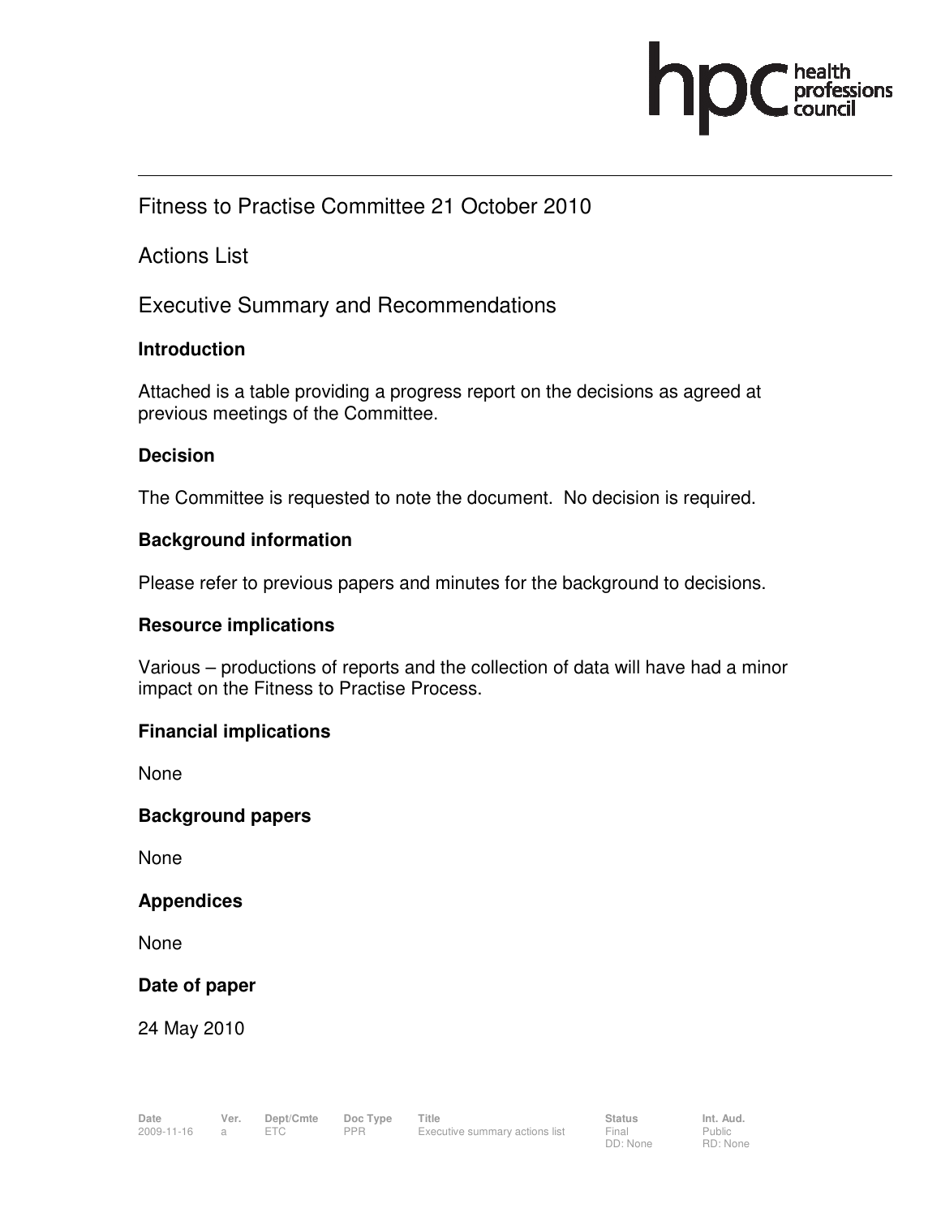# Fitness to Practise Committee 21 October 2010

## Actions List

## Executive Summary and Recommendations

### Introduction

Attached is a table providing a progress report on the decisions as agreed at previous meetings of the Committee.

### Decision

The Committee is requested to note the document. No decision is required.

### Background information

Please refer to previous papers and minutes for the background to decisions.

### Resource implications

Various – productions of reports and the collection of data will have had a minor impact on the Fitness to Practise Process.

### Financial implications

None

### Background papers

None

### Appendices

None

### Date of paper

24 May 2010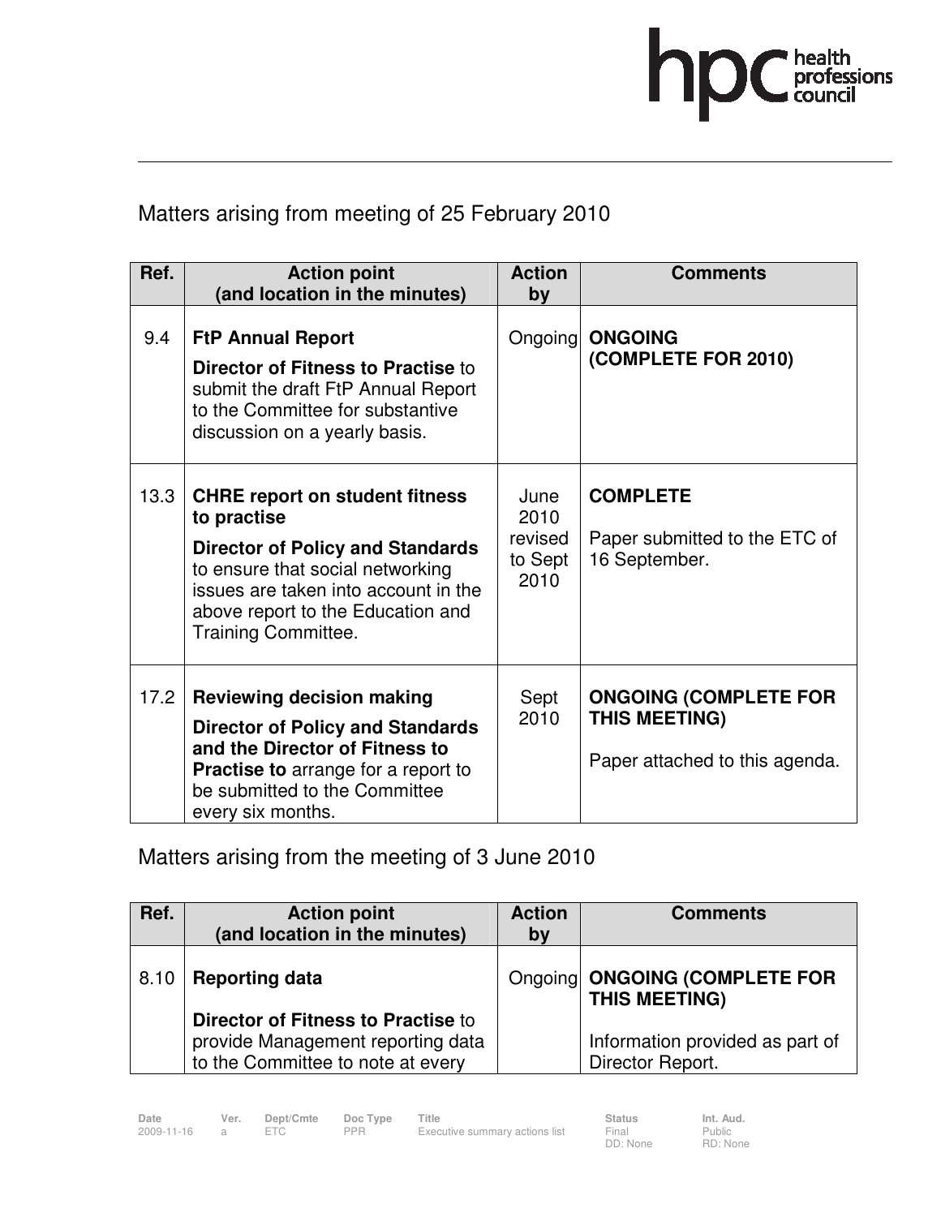## Matters arising from meeting of 25 February 2010

| Ref. | Action point (and location in the minutes) | Action by | Comments |
|---|---|---|---|
| 9.4 | **FtP Annual Report** **Director of Fitness to Practise** to submit the draft FtP Annual Report to the Committee for substantive discussion on a yearly basis. | Ongoing | **ONGOING (COMPLETE FOR 2010)** |
| 13.3 | **CHRE report on student fitness to practise** **Director of Policy and Standards** to ensure that social networking issues are taken into account in the above report to the Education and Training Committee. | June 2010 revised to Sept 2010 | **COMPLETE** Paper submitted to the ETC of 16 September. |
| 17.2 | **Reviewing decision making** **Director of Policy and Standards and the Director of Fitness to Practise to** arrange for a report to be submitted to the Committee every six months. | Sept 2010 | **ONGOING (COMPLETE FOR THIS MEETING)** Paper attached to this agenda. |

## Matters arising from the meeting of 3 June 2010

| Ref. | Action point (and location in the minutes) | Action by | Comments |
|---|---|---|---|
| 8.10 | **Reporting data** **Director of Fitness to Practise** to provide Management reporting data to the Committee to note at every | Ongoing | **ONGOING (COMPLETE FOR THIS MEETING)** Information provided as part of Director Report. |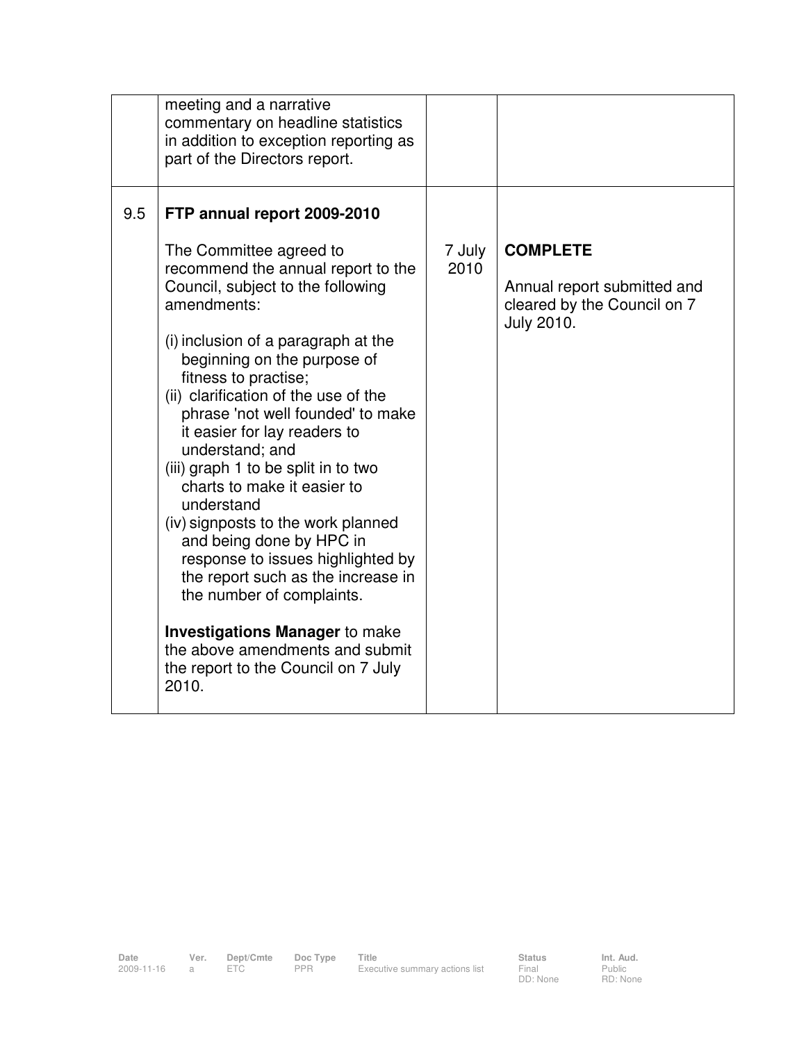| | | | |
|---|---|---|---|
| | meeting and a narrative commentary on headline statistics in addition to exception reporting as part of the Directors report. | | |
| 9.5 | **FTP annual report 2009-2010**<br><br>The Committee agreed to recommend the annual report to the Council, subject to the following amendments:<br><br>(i) inclusion of a paragraph at the beginning on the purpose of fitness to practise;<br>(ii) clarification of the use of the phrase 'not well founded' to make it easier for lay readers to understand; and<br>(iii) graph 1 to be split in to two charts to make it easier to understand<br>(iv) signposts to the work planned and being done by HPC in response to issues highlighted by the report such as the increase in the number of complaints.<br><br>**Investigations Manager** to make the above amendments and submit the report to the Council on 7 July 2010. | 7 July 2010 | **COMPLETE**<br><br>Annual report submitted and cleared by the Council on 7 July 2010. |